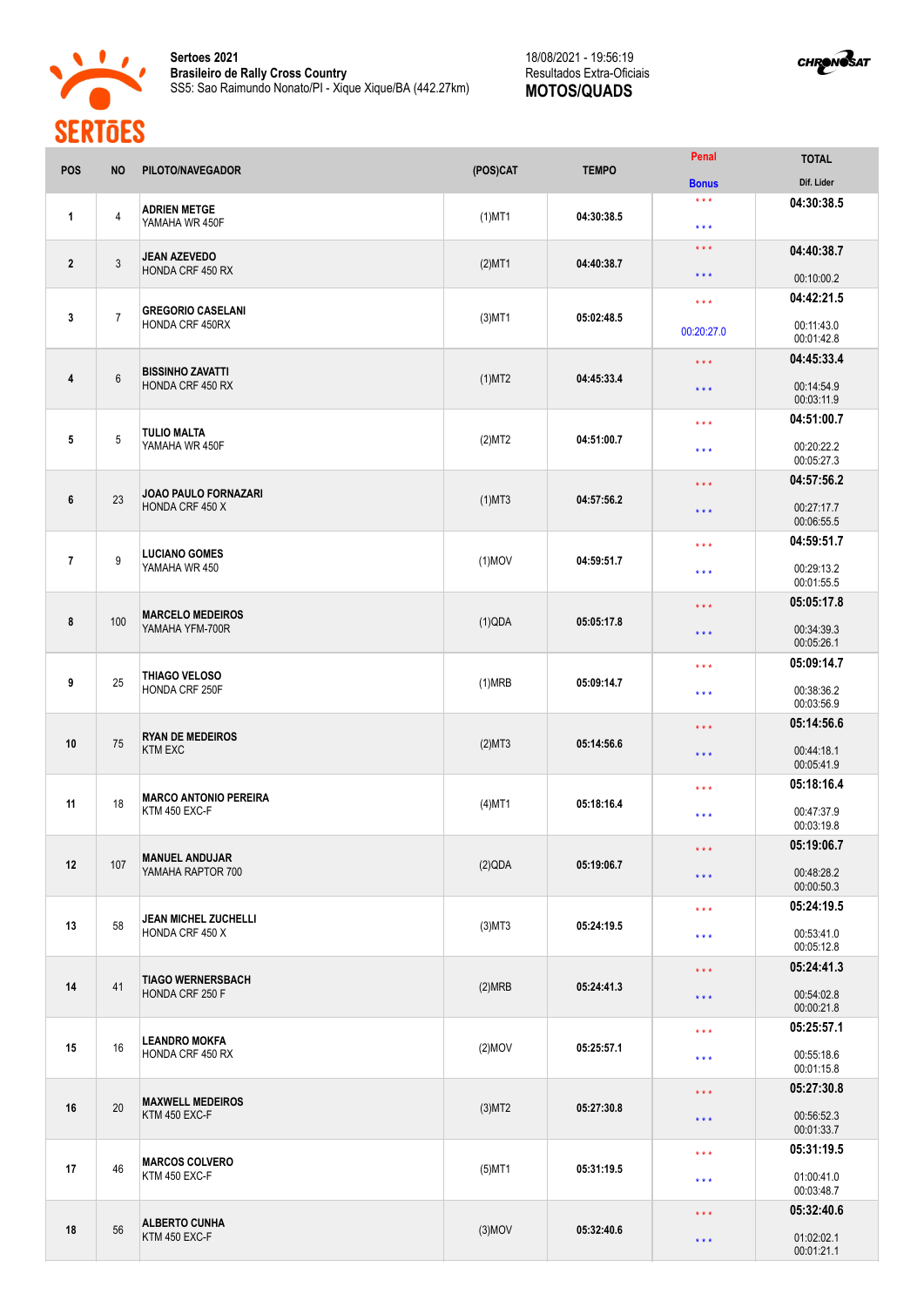**Sertoes 2021**
**Brasileiro de Rally Cross Country**
SS5: Sao Raimundo Nonato/PI - Xique Xique/BA (442.27km)

18/08/2021 - 19:56:19
Resultados Extra-Oficiais
**MOTOS/QUADS**

| POS | NO | PILOTO/NAVEGADOR | (POS)CAT | TEMPO | Penal / Bonus | TOTAL / Dif. Lider |
|---|---|---|---|---|---|---|
| 1 | 4 | **ADRIEN METGE** YAMAHA WR 450F | (1)MT1 | 04:30:38.5 | \*\*\* / \*\*\* | **04:30:38.5** |
| 2 | 3 | **JEAN AZEVEDO** HONDA CRF 450 RX | (2)MT1 | 04:40:38.7 | \*\*\* / \*\*\* | **04:40:38.7** 00:10:00.2 |
| 3 | 7 | **GREGORIO CASELANI** HONDA CRF 450RX | (3)MT1 | 05:02:48.5 | \*\*\* / 00:20:27.0 | **04:42:21.5** 00:11:43.0 00:01:42.8 |
| 4 | 6 | **BISSINHO ZAVATTI** HONDA CRF 450 RX | (1)MT2 | 04:45:33.4 | \*\*\* / \*\*\* | **04:45:33.4** 00:14:54.9 00:03:11.9 |
| 5 | 5 | **TULIO MALTA** YAMAHA WR 450F | (2)MT2 | 04:51:00.7 | \*\*\* / \*\*\* | **04:51:00.7** 00:20:22.2 00:05:27.3 |
| 6 | 23 | **JOAO PAULO FORNAZARI** HONDA CRF 450 X | (1)MT3 | 04:57:56.2 | \*\*\* / \*\*\* | **04:57:56.2** 00:27:17.7 00:06:55.5 |
| 7 | 9 | **LUCIANO GOMES** YAMAHA WR 450 | (1)MOV | 04:59:51.7 | \*\*\* / \*\*\* | **04:59:51.7** 00:29:13.2 00:01:55.5 |
| 8 | 100 | **MARCELO MEDEIROS** YAMAHA YFM-700R | (1)QDA | 05:05:17.8 | \*\*\* / \*\*\* | **05:05:17.8** 00:34:39.3 00:05:26.1 |
| 9 | 25 | **THIAGO VELOSO** HONDA CRF 250F | (1)MRB | 05:09:14.7 | \*\*\* / \*\*\* | **05:09:14.7** 00:38:36.2 00:03:56.9 |
| 10 | 75 | **RYAN DE MEDEIROS** KTM EXC | (2)MT3 | 05:14:56.6 | \*\*\* / \*\*\* | **05:14:56.6** 00:44:18.1 00:05:41.9 |
| 11 | 18 | **MARCO ANTONIO PEREIRA** KTM 450 EXC-F | (4)MT1 | 05:18:16.4 | \*\*\* / \*\*\* | **05:18:16.4** 00:47:37.9 00:03:19.8 |
| 12 | 107 | **MANUEL ANDUJAR** YAMAHA RAPTOR 700 | (2)QDA | 05:19:06.7 | \*\*\* / \*\*\* | **05:19:06.7** 00:48:28.2 00:00:50.3 |
| 13 | 58 | **JEAN MICHEL ZUCHELLI** HONDA CRF 450 X | (3)MT3 | 05:24:19.5 | \*\*\* / \*\*\* | **05:24:19.5** 00:53:41.0 00:05:12.8 |
| 14 | 41 | **TIAGO WERNERSBACH** HONDA CRF 250 F | (2)MRB | 05:24:41.3 | \*\*\* / \*\*\* | **05:24:41.3** 00:54:02.8 00:00:21.8 |
| 15 | 16 | **LEANDRO MOKFA** HONDA CRF 450 RX | (2)MOV | 05:25:57.1 | \*\*\* / \*\*\* | **05:25:57.1** 00:55:18.6 00:01:15.8 |
| 16 | 20 | **MAXWELL MEDEIROS** KTM 450 EXC-F | (3)MT2 | 05:27:30.8 | \*\*\* / \*\*\* | **05:27:30.8** 00:56:52.3 00:01:33.7 |
| 17 | 46 | **MARCOS COLVERO** KTM 450 EXC-F | (5)MT1 | 05:31:19.5 | \*\*\* / \*\*\* | **05:31:19.5** 01:00:41.0 00:03:48.7 |
| 18 | 56 | **ALBERTO CUNHA** KTM 450 EXC-F | (3)MOV | 05:32:40.6 | \*\*\* / \*\*\* | **05:32:40.6** 01:02:02.1 00:01:21.1 |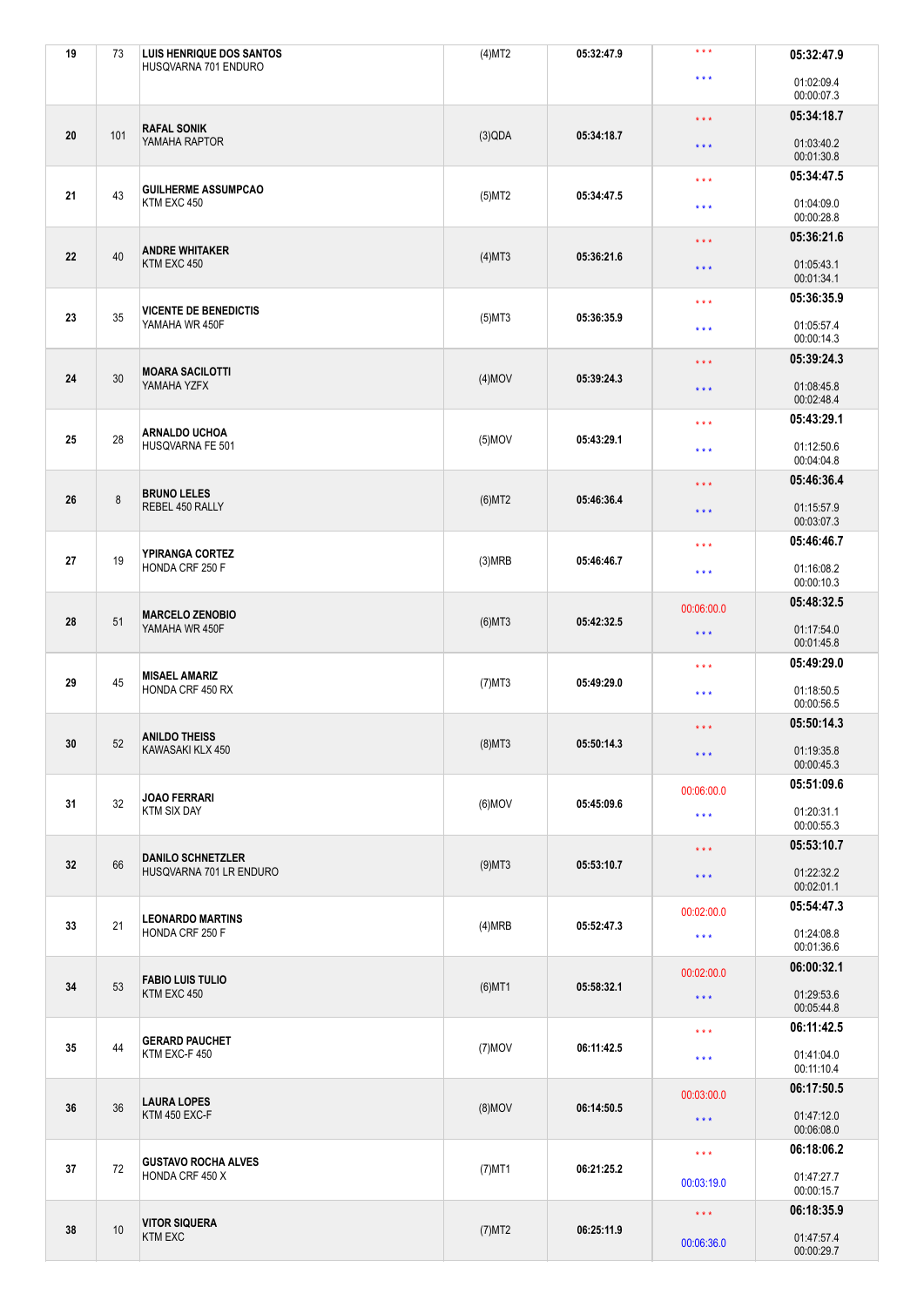| 19 | 73 | LUIS HENRIQUE DOS SANTOS<br>HUSQVARNA 701 ENDURO | (4)MT2 | 05:32:47.9 | \*\*\*<br>\*\*\* | 05:32:47.9<br>01:02:09.4<br>00:00:07.3 |
|---|---|---|---|---|---|---|
| 20 | 101 | RAFAL SONIK<br>YAMAHA RAPTOR | (3)QDA | 05:34:18.7 | \*\*\*<br>\*\*\* | 05:34:18.7<br>01:03:40.2<br>00:01:30.8 |
| 21 | 43 | GUILHERME ASSUMPCAO<br>KTM EXC 450 | (5)MT2 | 05:34:47.5 | \*\*\*<br>\*\*\* | 05:34:47.5<br>01:04:09.0<br>00:00:28.8 |
| 22 | 40 | ANDRE WHITAKER<br>KTM EXC 450 | (4)MT3 | 05:36:21.6 | \*\*\*<br>\*\*\* | 05:36:21.6<br>01:05:43.1<br>00:01:34.1 |
| 23 | 35 | VICENTE DE BENEDICTIS<br>YAMAHA WR 450F | (5)MT3 | 05:36:35.9 | \*\*\*<br>\*\*\* | 05:36:35.9<br>01:05:57.4<br>00:00:14.3 |
| 24 | 30 | MOARA SACILOTTI<br>YAMAHA YZFX | (4)MOV | 05:39:24.3 | \*\*\*<br>\*\*\* | 05:39:24.3<br>01:08:45.8<br>00:02:48.4 |
| 25 | 28 | ARNALDO UCHOA<br>HUSQVARNA FE 501 | (5)MOV | 05:43:29.1 | \*\*\*<br>\*\*\* | 05:43:29.1<br>01:12:50.6<br>00:04:04.8 |
| 26 | 8 | BRUNO LELES<br>REBEL 450 RALLY | (6)MT2 | 05:46:36.4 | \*\*\*<br>\*\*\* | 05:46:36.4<br>01:15:57.9<br>00:03:07.3 |
| 27 | 19 | YPIRANGA CORTEZ<br>HONDA CRF 250 F | (3)MRB | 05:46:46.7 | \*\*\*<br>\*\*\* | 05:46:46.7<br>01:16:08.2<br>00:00:10.3 |
| 28 | 51 | MARCELO ZENOBIO<br>YAMAHA WR 450F | (6)MT3 | 05:42:32.5 | 00:06:00.0<br>\*\*\* | 05:48:32.5<br>01:17:54.0<br>00:01:45.8 |
| 29 | 45 | MISAEL AMARIZ<br>HONDA CRF 450 RX | (7)MT3 | 05:49:29.0 | \*\*\*<br>\*\*\* | 05:49:29.0<br>01:18:50.5<br>00:00:56.5 |
| 30 | 52 | ANILDO THEISS<br>KAWASAKI KLX 450 | (8)MT3 | 05:50:14.3 | \*\*\*<br>\*\*\* | 05:50:14.3<br>01:19:35.8<br>00:00:45.3 |
| 31 | 32 | JOAO FERRARI<br>KTM SIX DAY | (6)MOV | 05:45:09.6 | 00:06:00.0<br>\*\*\* | 05:51:09.6<br>01:20:31.1<br>00:00:55.3 |
| 32 | 66 | DANILO SCHNETZLER<br>HUSQVARNA 701 LR ENDURO | (9)MT3 | 05:53:10.7 | \*\*\*<br>\*\*\* | 05:53:10.7<br>01:22:32.2<br>00:02:01.1 |
| 33 | 21 | LEONARDO MARTINS<br>HONDA CRF 250 F | (4)MRB | 05:52:47.3 | 00:02:00.0<br>\*\*\* | 05:54:47.3<br>01:24:08.8<br>00:01:36.6 |
| 34 | 53 | FABIO LUIS TULIO<br>KTM EXC 450 | (6)MT1 | 05:58:32.1 | 00:02:00.0<br>\*\*\* | 06:00:32.1<br>01:29:53.6<br>00:05:44.8 |
| 35 | 44 | GERARD PAUCHET<br>KTM EXC-F 450 | (7)MOV | 06:11:42.5 | \*\*\*<br>\*\*\* | 06:11:42.5<br>01:41:04.0<br>00:11:10.4 |
| 36 | 36 | LAURA LOPES<br>KTM 450 EXC-F | (8)MOV | 06:14:50.5 | 00:03:00.0<br>\*\*\* | 06:17:50.5<br>01:47:12.0<br>00:06:08.0 |
| 37 | 72 | GUSTAVO ROCHA ALVES<br>HONDA CRF 450 X | (7)MT1 | 06:21:25.2 | \*\*\*<br>00:03:19.0 | 06:18:06.2<br>01:47:27.7<br>00:00:15.7 |
| 38 | 10 | VITOR SIQUERA<br>KTM EXC | (7)MT2 | 06:25:11.9 | \*\*\*<br>00:06:36.0 | 06:18:35.9<br>01:47:57.4<br>00:00:29.7 |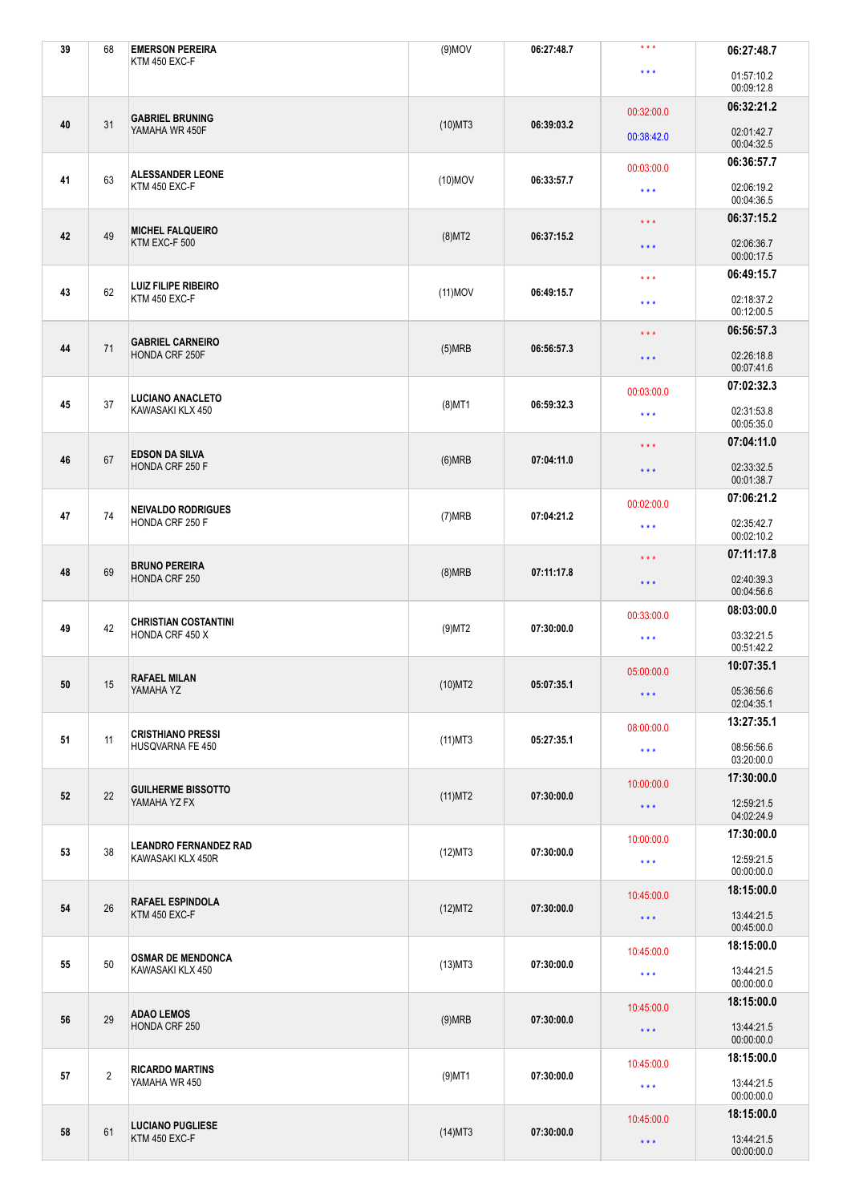| | | | | | | |
|---|---|---|---|---|---|---|
| 39 | 68 | **EMERSON PEREIRA**<br>KTM 450 EXC-F | (9)MOV | 06:27:48.7 | \* \* \*<br>\* \* \* | **06:27:48.7**<br>01:57:10.2<br>00:09:12.8 |
| 40 | 31 | **GABRIEL BRUNING**<br>YAMAHA WR 450F | (10)MT3 | 06:39:03.2 | 00:32:00.0<br>00:38:42.0 | **06:32:21.2**<br>02:01:42.7<br>00:04:32.5 |
| 41 | 63 | **ALESSANDER LEONE**<br>KTM 450 EXC-F | (10)MOV | 06:33:57.7 | 00:03:00.0<br>\* \* \* | **06:36:57.7**<br>02:06:19.2<br>00:04:36.5 |
| 42 | 49 | **MICHEL FALQUEIRO**<br>KTM EXC-F 500 | (8)MT2 | 06:37:15.2 | \* \* \*<br>\* \* \* | **06:37:15.2**<br>02:06:36.7<br>00:00:17.5 |
| 43 | 62 | **LUIZ FILIPE RIBEIRO**<br>KTM 450 EXC-F | (11)MOV | 06:49:15.7 | \* \* \*<br>\* \* \* | **06:49:15.7**<br>02:18:37.2<br>00:12:00.5 |
| 44 | 71 | **GABRIEL CARNEIRO**<br>HONDA CRF 250F | (5)MRB | 06:56:57.3 | \* \* \*<br>\* \* \* | **06:56:57.3**<br>02:26:18.8<br>00:07:41.6 |
| 45 | 37 | **LUCIANO ANACLETO**<br>KAWASAKI KLX 450 | (8)MT1 | 06:59:32.3 | 00:03:00.0<br>\* \* \* | **07:02:32.3**<br>02:31:53.8<br>00:05:35.0 |
| 46 | 67 | **EDSON DA SILVA**<br>HONDA CRF 250 F | (6)MRB | 07:04:11.0 | \* \* \*<br>\* \* \* | **07:04:11.0**<br>02:33:32.5<br>00:01:38.7 |
| 47 | 74 | **NEIVALDO RODRIGUES**<br>HONDA CRF 250 F | (7)MRB | 07:04:21.2 | 00:02:00.0<br>\* \* \* | **07:06:21.2**<br>02:35:42.7<br>00:02:10.2 |
| 48 | 69 | **BRUNO PEREIRA**<br>HONDA CRF 250 | (8)MRB | 07:11:17.8 | \* \* \*<br>\* \* \* | **07:11:17.8**<br>02:40:39.3<br>00:04:56.6 |
| 49 | 42 | **CHRISTIAN COSTANTINI**<br>HONDA CRF 450 X | (9)MT2 | 07:30:00.0 | 00:33:00.0<br>\* \* \* | **08:03:00.0**<br>03:32:21.5<br>00:51:42.2 |
| 50 | 15 | **RAFAEL MILAN**<br>YAMAHA YZ | (10)MT2 | 05:07:35.1 | 05:00:00.0<br>\* \* \* | **10:07:35.1**<br>05:36:56.6<br>02:04:35.1 |
| 51 | 11 | **CRISTHIANO PRESSI**<br>HUSQVARNA FE 450 | (11)MT3 | 05:27:35.1 | 08:00:00.0<br>\* \* \* | **13:27:35.1**<br>08:56:56.6<br>03:20:00.0 |
| 52 | 22 | **GUILHERME BISSOTTO**<br>YAMAHA YZ FX | (11)MT2 | 07:30:00.0 | 10:00:00.0<br>\* \* \* | **17:30:00.0**<br>12:59:21.5<br>04:02:24.9 |
| 53 | 38 | **LEANDRO FERNANDEZ RAD**<br>KAWASAKI KLX 450R | (12)MT3 | 07:30:00.0 | 10:00:00.0<br>\* \* \* | **17:30:00.0**<br>12:59:21.5<br>00:00:00.0 |
| 54 | 26 | **RAFAEL ESPINDOLA**<br>KTM 450 EXC-F | (12)MT2 | 07:30:00.0 | 10:45:00.0<br>\* \* \* | **18:15:00.0**<br>13:44:21.5<br>00:45:00.0 |
| 55 | 50 | **OSMAR DE MENDONCA**<br>KAWASAKI KLX 450 | (13)MT3 | 07:30:00.0 | 10:45:00.0<br>\* \* \* | **18:15:00.0**<br>13:44:21.5<br>00:00:00.0 |
| 56 | 29 | **ADAO LEMOS**<br>HONDA CRF 250 | (9)MRB | 07:30:00.0 | 10:45:00.0<br>\* \* \* | **18:15:00.0**<br>13:44:21.5<br>00:00:00.0 |
| 57 | 2 | **RICARDO MARTINS**<br>YAMAHA WR 450 | (9)MT1 | 07:30:00.0 | 10:45:00.0<br>\* \* \* | **18:15:00.0**<br>13:44:21.5<br>00:00:00.0 |
| 58 | 61 | **LUCIANO PUGLIESE**<br>KTM 450 EXC-F | (14)MT3 | 07:30:00.0 | 10:45:00.0<br>\* \* \* | **18:15:00.0**<br>13:44:21.5<br>00:00:00.0 |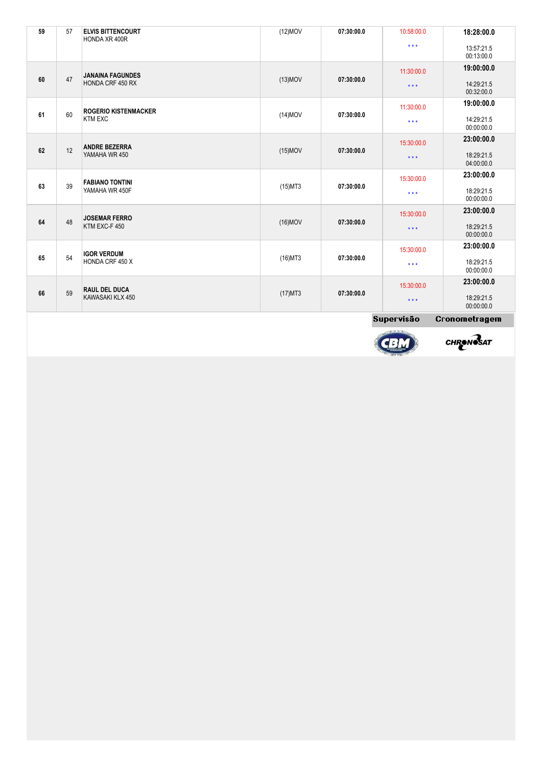| | | | | | | |
|---|---|---|---|---|---|---|
| 59 | 57 | **ELVIS BITTENCOURT** HONDA XR 400R | (12)MOV | **07:30:00.0** | 10:58:00.0 * * * | **18:28:00.0** 13:57:21.5 00:13:00.0 |
| 60 | 47 | **JANAINA FAGUNDES** HONDA CRF 450 RX | (13)MOV | **07:30:00.0** | 11:30:00.0 * * * | **19:00:00.0** 14:29:21.5 00:32:00.0 |
| 61 | 60 | **ROGERIO KISTENMACKER** KTM EXC | (14)MOV | **07:30:00.0** | 11:30:00.0 * * * | **19:00:00.0** 14:29:21.5 00:00:00.0 |
| 62 | 12 | **ANDRE BEZERRA** YAMAHA WR 450 | (15)MOV | **07:30:00.0** | 15:30:00.0 * * * | **23:00:00.0** 18:29:21.5 04:00:00.0 |
| 63 | 39 | **FABIANO TONTINI** YAMAHA WR 450F | (15)MT3 | **07:30:00.0** | 15:30:00.0 * * * | **23:00:00.0** 18:29:21.5 00:00:00.0 |
| 64 | 48 | **JOSEMAR FERRO** KTM EXC-F 450 | (16)MOV | **07:30:00.0** | 15:30:00.0 * * * | **23:00:00.0** 18:29:21.5 00:00:00.0 |
| 65 | 54 | **IGOR VERDUM** HONDA CRF 450 X | (16)MT3 | **07:30:00.0** | 15:30:00.0 * * * | **23:00:00.0** 18:29:21.5 00:00:00.0 |
| 66 | 59 | **RAUL DEL DUCA** KAWASAKI KLX 450 | (17)MT3 | **07:30:00.0** | 15:30:00.0 * * * | **23:00:00.0** 18:29:21.5 00:00:00.0 |

Supervisão | Cronometragem

CBM | CHRONOSAT